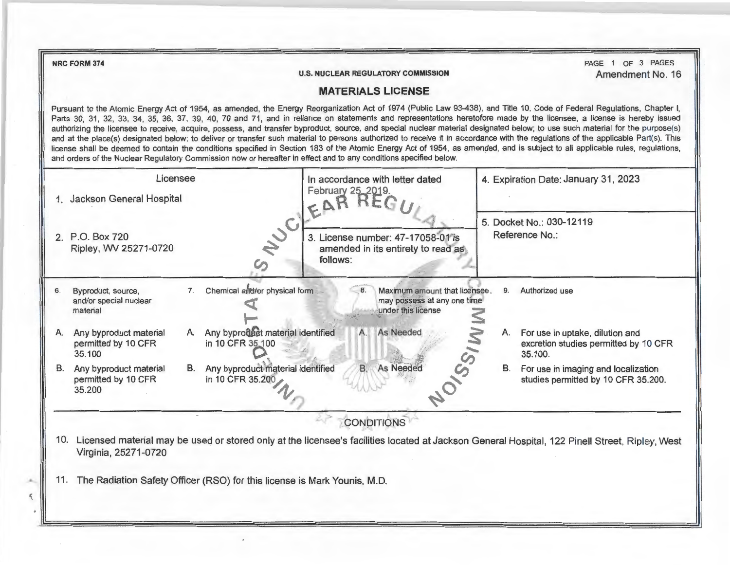NRC FORM 374

U.S. NUCLEAR REGULATORY COMMISSION

Amendment No. 16

# MATERIALS LICENSE

Pursuant to the Atomic Energy Act of 1954, as amended, the Energy Reorganization Act of 1974 (Public Law 93-438), and Title 10, Code of Federal Regulations, Chapter I, Parts 30, 31, 32, 33, 34, 35, 36, 37, 39, 40, 70 and 71, and in reliance on statements and representations heretofore made by the licensee, a license is hereby issued authorizing the licensee to receive, acquire, possess, and transfer byproduct, source, and special nuclear material designated below; to use such material for the purpose(s) and at the place(s) designated below; to deliver or transfer such material to persons authorized to receive it in accordance with the regulations of the applicable Part(s). This license shall be deemed to contain the conditions specified in Section 183 of the Atomic Energy Act of 1954, as amended, and is subject to all applicable rules, regulations, and orders of the Nuclear Regulatory Commission now or hereafter in effect and to any conditions specified below.

| Licensee | In accordance with letter dated February 25, 2019. | 4. Expiration Date: January 31, 2023 |
|---|---|---|
| 1. Jackson General Hospital | | |
| 2. P.O. Box 720<br>Ripley, WV 25271-0720 | 3. License number: 47-17058-01 is amended in its entirety to read as follows: | 5. Docket No.: 030-12119<br>Reference No.: |

| 6. Byproduct, source, and/or special nuclear material | 7. Chemical and/or physical form | 8. Maximum amount that licensee may possess at any one time under this license | 9. Authorized use |
|---|---|---|---|
| A. Any byproduct material permitted by 10 CFR 35.100 | A. Any byproduct material identified in 10 CFR 35.100 | A. As Needed | A. For use in uptake, dilution and excretion studies permitted by 10 CFR 35.100. |
| B. Any byproduct material permitted by 10 CFR 35.200 | B. Any byproduct material identified in 10 CFR 35.200 | B. As Needed | B. For use in imaging and localization studies permitted by 10 CFR 35.200. |

## CONDITIONS

10. Licensed material may be used or stored only at the licensee's facilities located at Jackson General Hospital, 122 Pinell Street, Ripley, West Virginia, 25271-0720

11. The Radiation Safety Officer (RSO) for this license is Mark Younis, M.D.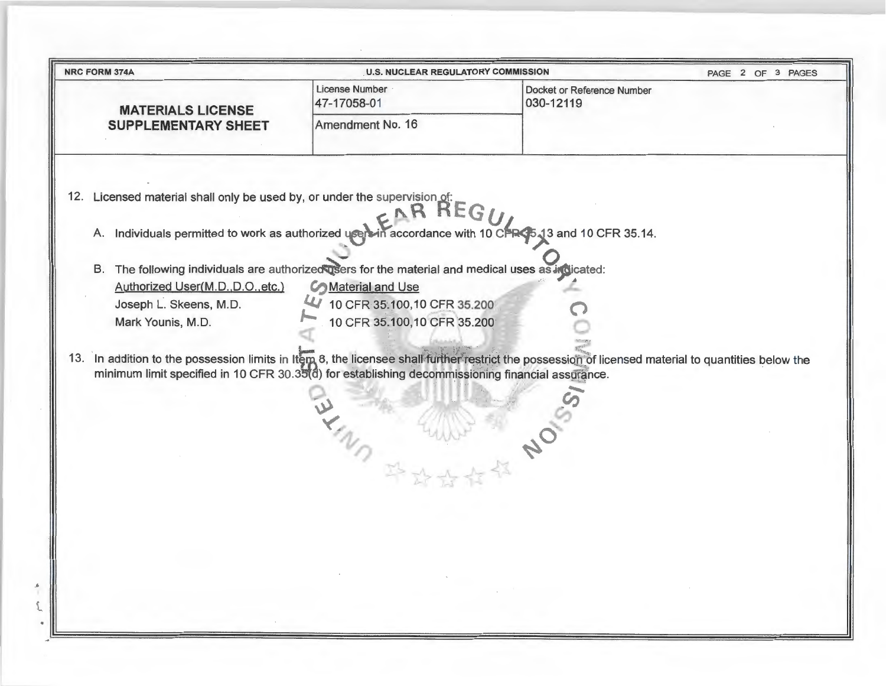| NRC FORM 374A | U.S. NUCLEAR REGULATORY COMMISSION | |
|---|---|---|
| **MATERIALS LICENSE SUPPLEMENTARY SHEET** | License Number 47-17058-01 | Docket or Reference Number 030-12119 |
| | Amendment No. 16 | |

12. Licensed material shall only be used by, or under the supervision of:

    A. Individuals permitted to work as authorized users in accordance with 10 CFR 35.13 and 10 CFR 35.14.

    B. The following individuals are authorized users for the material and medical uses as indicated:

| Authorized User(M.D.,D.O.,etc.) | Material and Use |
|---|---|
| Joseph L. Skeens, M.D. | 10 CFR 35.100,10 CFR 35.200 |
| Mark Younis, M.D. | 10 CFR 35.100,10 CFR 35.200 |

13. In addition to the possession limits in Item 8, the licensee shall further restrict the possession of licensed material to quantities below the minimum limit specified in 10 CFR 30.35(d) for establishing decommissioning financial assurance.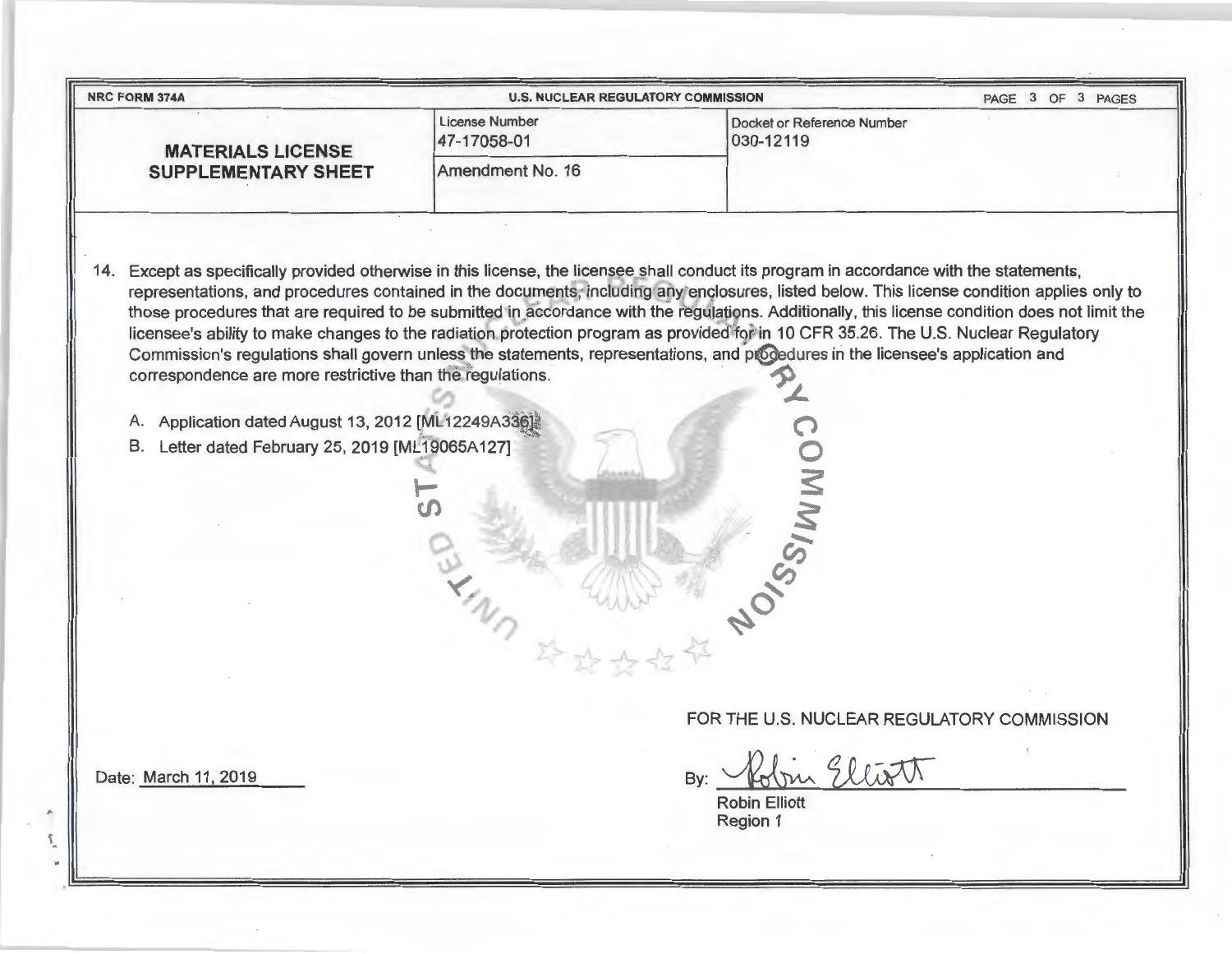| NRC FORM 374A | U.S. NUCLEAR REGULATORY COMMISSION | |
|---|---|---|
| **MATERIALS LICENSE SUPPLEMENTARY SHEET** | License Number 47-17058-01 | Docket or Reference Number 030-12119 |
| | Amendment No. 16 | |

14. Except as specifically provided otherwise in this license, the licensee shall conduct its program in accordance with the statements, representations, and procedures contained in the documents, including any enclosures, listed below. This license condition applies only to those procedures that are required to be submitted in accordance with the regulations. Additionally, this license condition does not limit the licensee's ability to make changes to the radiation protection program as provided for in 10 CFR 35.26. The U.S. Nuclear Regulatory Commission's regulations shall govern unless the statements, representations, and procedures in the licensee's application and correspondence are more restrictive than the regulations.

    A. Application dated August 13, 2012 [ML12249A336]
    B. Letter dated February 25, 2019 [ML19065A127]

FOR THE U.S. NUCLEAR REGULATORY COMMISSION

Date: March 11, 2019

By: Robin Elliott
Robin Elliott
Region 1